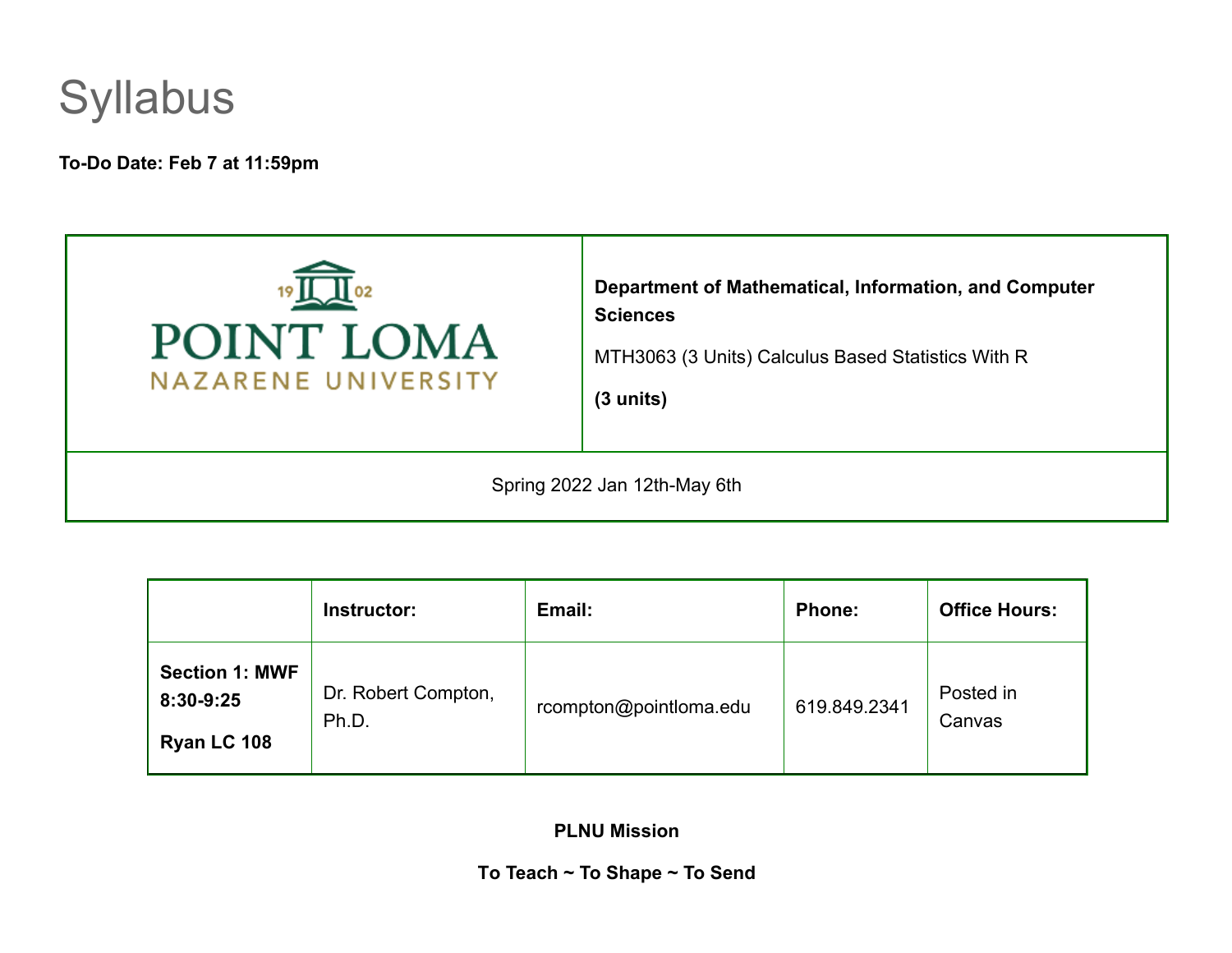# Syllabus

**To-Do Date: Feb 7 at 11:59pm**

| POINT LOMA NAZARENE UNIVERSITY | **Department of Mathematical, Information, and Computer Sciences**<br><br>MTH3063 (3 Units) Calculus Based Statistics With R<br><br>**(3 units)** |
|---|---|
| Spring 2022 Jan 12th-May 6th | |

| | **Instructor:** | **Email:** | **Phone:** | **Office Hours:** |
|---|---|---|---|---|
| **Section 1: MWF 8:30-9:25**<br><br>**Ryan LC 108** | Dr. Robert Compton, Ph.D. | rcompton@pointloma.edu | 619.849.2341 | Posted in Canvas |

**PLNU Mission**

**To Teach ~ To Shape ~ To Send**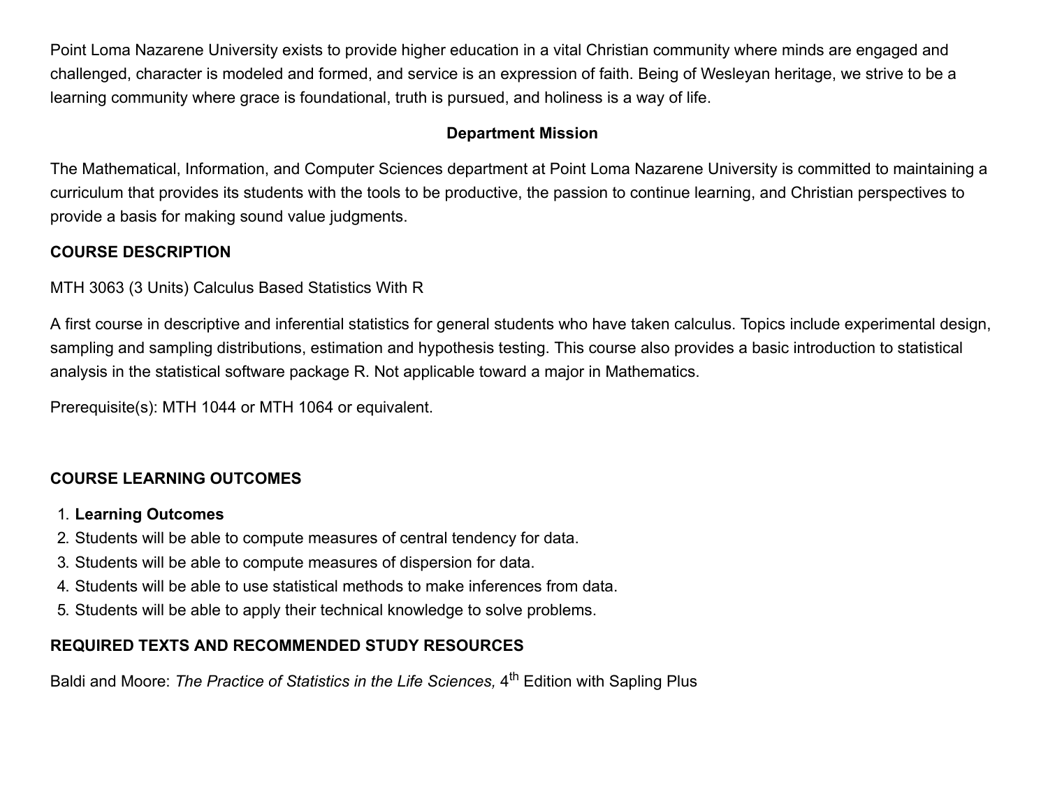Point Loma Nazarene University exists to provide higher education in a vital Christian community where minds are engaged and challenged, character is modeled and formed, and service is an expression of faith. Being of Wesleyan heritage, we strive to be a learning community where grace is foundational, truth is pursued, and holiness is a way of life.

**Department Mission**

The Mathematical, Information, and Computer Sciences department at Point Loma Nazarene University is committed to maintaining a curriculum that provides its students with the tools to be productive, the passion to continue learning, and Christian perspectives to provide a basis for making sound value judgments.

## COURSE DESCRIPTION

MTH 3063 (3 Units) Calculus Based Statistics With R

A first course in descriptive and inferential statistics for general students who have taken calculus. Topics include experimental design, sampling and sampling distributions, estimation and hypothesis testing. This course also provides a basic introduction to statistical analysis in the statistical software package R. Not applicable toward a major in Mathematics.

Prerequisite(s): MTH 1044 or MTH 1064 or equivalent.

## COURSE LEARNING OUTCOMES

1. **Learning Outcomes**
2. Students will be able to compute measures of central tendency for data.
3. Students will be able to compute measures of dispersion for data.
4. Students will be able to use statistical methods to make inferences from data.
5. Students will be able to apply their technical knowledge to solve problems.

## REQUIRED TEXTS AND RECOMMENDED STUDY RESOURCES

Baldi and Moore: *The Practice of Statistics in the Life Sciences,* 4th Edition with Sapling Plus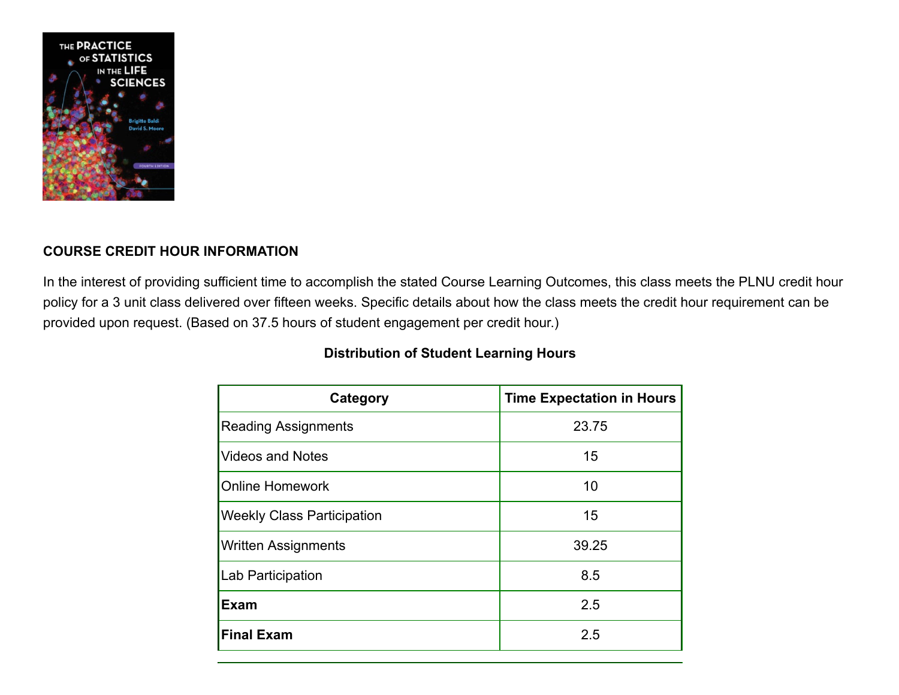**COURSE CREDIT HOUR INFORMATION**

In the interest of providing sufficient time to accomplish the stated Course Learning Outcomes, this class meets the PLNU credit hour policy for a 3 unit class delivered over fifteen weeks. Specific details about how the class meets the credit hour requirement can be provided upon request. (Based on 37.5 hours of student engagement per credit hour.)

**Distribution of Student Learning Hours**

| Category | Time Expectation in Hours |
|---|---|
| Reading Assignments | 23.75 |
| Videos and Notes | 15 |
| Online Homework | 10 |
| Weekly Class Participation | 15 |
| Written Assignments | 39.25 |
| Lab Participation | 8.5 |
| **Exam** | 2.5 |
| **Final Exam** | 2.5 |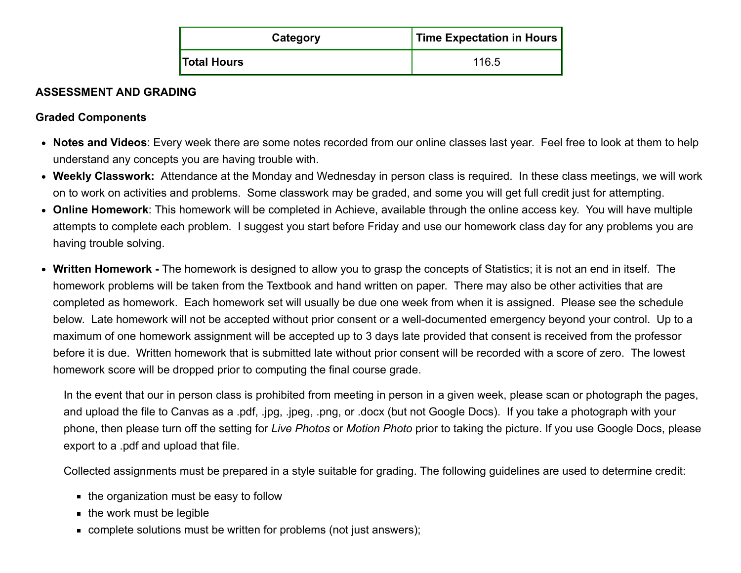| Category | Time Expectation in Hours |
| --- | --- |
| **Total Hours** | 116.5 |

**ASSESSMENT AND GRADING**

**Graded Components**

- **Notes and Videos**: Every week there are some notes recorded from our online classes last year. Feel free to look at them to help understand any concepts you are having trouble with.
- **Weekly Classwork:** Attendance at the Monday and Wednesday in person class is required. In these class meetings, we will work on to work on activities and problems. Some classwork may be graded, and some you will get full credit just for attempting.
- **Online Homework**: This homework will be completed in Achieve, available through the online access key. You will have multiple attempts to complete each problem. I suggest you start before Friday and use our homework class day for any problems you are having trouble solving.
- **Written Homework -** The homework is designed to allow you to grasp the concepts of Statistics; it is not an end in itself. The homework problems will be taken from the Textbook and hand written on paper. There may also be other activities that are completed as homework. Each homework set will usually be due one week from when it is assigned. Please see the schedule below. Late homework will not be accepted without prior consent or a well-documented emergency beyond your control. Up to a maximum of one homework assignment will be accepted up to 3 days late provided that consent is received from the professor before it is due. Written homework that is submitted late without prior consent will be recorded with a score of zero. The lowest homework score will be dropped prior to computing the final course grade.

  In the event that our in person class is prohibited from meeting in person in a given week, please scan or photograph the pages, and upload the file to Canvas as a .pdf, .jpg, .jpeg, .png, or .docx (but not Google Docs). If you take a photograph with your phone, then please turn off the setting for *Live Photos* or *Motion Photo* prior to taking the picture. If you use Google Docs, please export to a .pdf and upload that file.

  Collected assignments must be prepared in a style suitable for grading. The following guidelines are used to determine credit:

  - the organization must be easy to follow
  - the work must be legible
  - complete solutions must be written for problems (not just answers);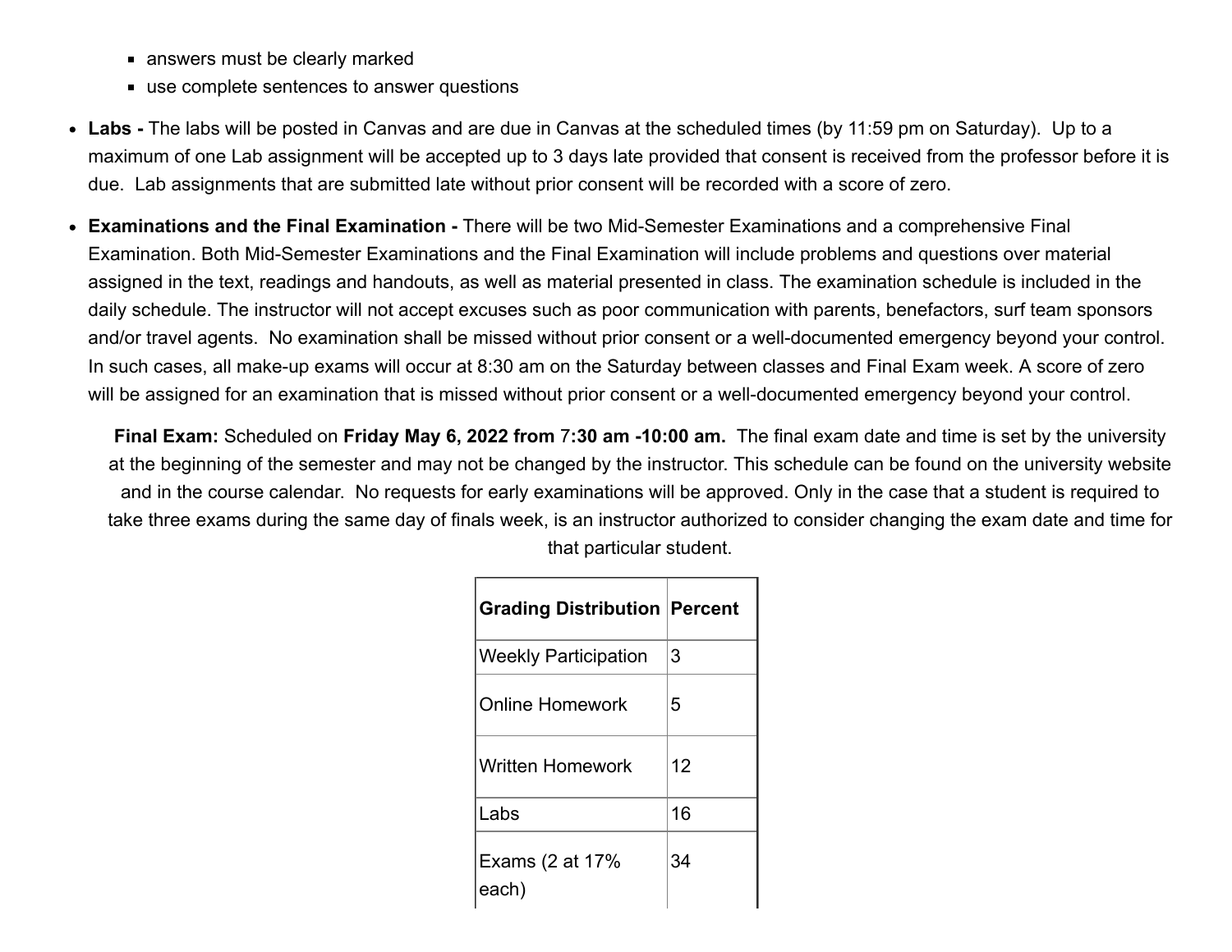- answers must be clearly marked
    - use complete sentences to answer questions

- **Labs -** The labs will be posted in Canvas and are due in Canvas at the scheduled times (by 11:59 pm on Saturday). Up to a maximum of one Lab assignment will be accepted up to 3 days late provided that consent is received from the professor before it is due. Lab assignments that are submitted late without prior consent will be recorded with a score of zero.

- **Examinations and the Final Examination -** There will be two Mid-Semester Examinations and a comprehensive Final Examination. Both Mid-Semester Examinations and the Final Examination will include problems and questions over material assigned in the text, readings and handouts, as well as material presented in class. The examination schedule is included in the daily schedule. The instructor will not accept excuses such as poor communication with parents, benefactors, surf team sponsors and/or travel agents. No examination shall be missed without prior consent or a well-documented emergency beyond your control. In such cases, all make-up exams will occur at 8:30 am on the Saturday between classes and Final Exam week. A score of zero will be assigned for an examination that is missed without prior consent or a well-documented emergency beyond your control.

  **Final Exam:** Scheduled on **Friday May 6, 2022 from** 7**:30 am -10:00 am.** The final exam date and time is set by the university at the beginning of the semester and may not be changed by the instructor. This schedule can be found on the university website and in the course calendar. No requests for early examinations will be approved. Only in the case that a student is required to take three exams during the same day of finals week, is an instructor authorized to consider changing the exam date and time for that particular student.

| Grading Distribution | Percent |
|---|---|
| Weekly Participation | 3 |
| Online Homework | 5 |
| Written Homework | 12 |
| Labs | 16 |
| Exams (2 at 17% each) | 34 |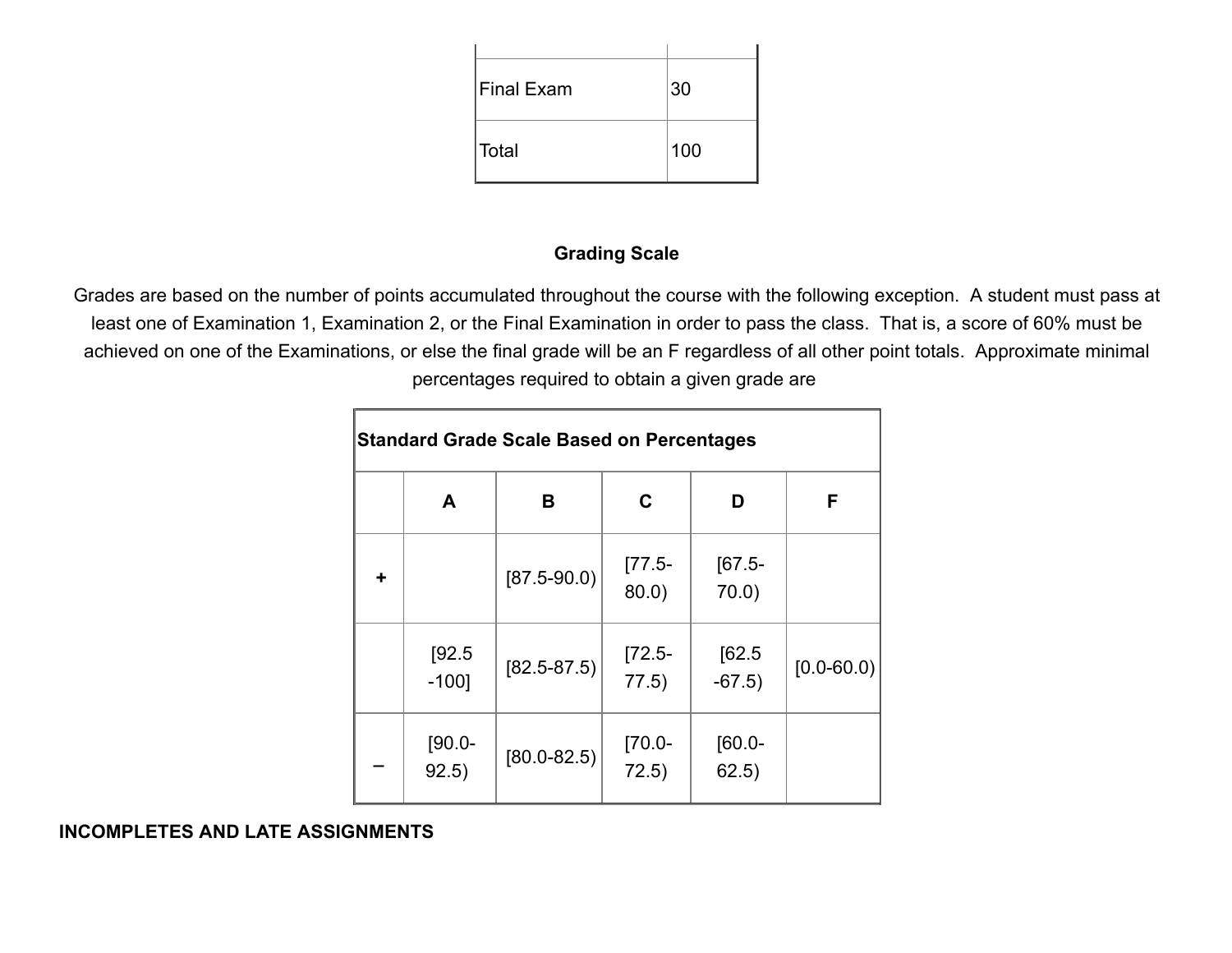| | |
|---|---|
| Final Exam | 30 |
| Total | 100 |

**Grading Scale**

Grades are based on the number of points accumulated throughout the course with the following exception. A student must pass at least one of Examination 1, Examination 2, or the Final Examination in order to pass the class. That is, a score of 60% must be achieved on one of the Examinations, or else the final grade will be an F regardless of all other point totals. Approximate minimal percentages required to obtain a given grade are

| **Standard Grade Scale Based on Percentages** | | | | | |
|---|---|---|---|---|---|
| | **A** | **B** | **C** | **D** | **F** |
| **+** | | [87.5-90.0) | [77.5-80.0) | [67.5-70.0) | |
| | [92.5-100] | [82.5-87.5) | [72.5-77.5) | [62.5-67.5) | [0.0-60.0) |
| **–** | [90.0-92.5) | [80.0-82.5) | [70.0-72.5) | [60.0-62.5) | |

**INCOMPLETES AND LATE ASSIGNMENTS**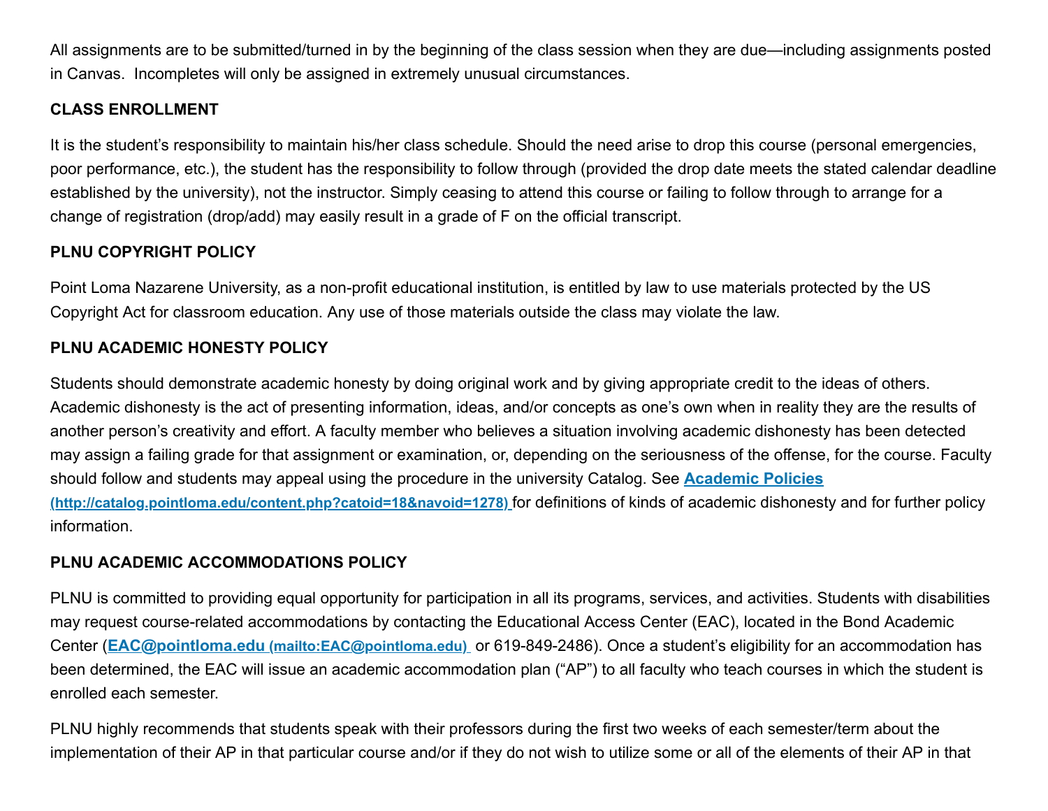All assignments are to be submitted/turned in by the beginning of the class session when they are due—including assignments posted in Canvas. Incompletes will only be assigned in extremely unusual circumstances.

**CLASS ENROLLMENT**

It is the student's responsibility to maintain his/her class schedule. Should the need arise to drop this course (personal emergencies, poor performance, etc.), the student has the responsibility to follow through (provided the drop date meets the stated calendar deadline established by the university), not the instructor. Simply ceasing to attend this course or failing to follow through to arrange for a change of registration (drop/add) may easily result in a grade of F on the official transcript.

**PLNU COPYRIGHT POLICY**

Point Loma Nazarene University, as a non-profit educational institution, is entitled by law to use materials protected by the US Copyright Act for classroom education. Any use of those materials outside the class may violate the law.

**PLNU ACADEMIC HONESTY POLICY**

Students should demonstrate academic honesty by doing original work and by giving appropriate credit to the ideas of others. Academic dishonesty is the act of presenting information, ideas, and/or concepts as one's own when in reality they are the results of another person's creativity and effort. A faculty member who believes a situation involving academic dishonesty has been detected may assign a failing grade for that assignment or examination, or, depending on the seriousness of the offense, for the course. Faculty should follow and students may appeal using the procedure in the university Catalog. See **Academic Policies** (http://catalog.pointloma.edu/content.php?catoid=18&navoid=1278) for definitions of kinds of academic dishonesty and for further policy information.

**PLNU ACADEMIC ACCOMMODATIONS POLICY**

PLNU is committed to providing equal opportunity for participation in all its programs, services, and activities. Students with disabilities may request course-related accommodations by contacting the Educational Access Center (EAC), located in the Bond Academic Center (**EAC@pointloma.edu** (mailto:EAC@pointloma.edu) or 619-849-2486). Once a student's eligibility for an accommodation has been determined, the EAC will issue an academic accommodation plan ("AP") to all faculty who teach courses in which the student is enrolled each semester.

PLNU highly recommends that students speak with their professors during the first two weeks of each semester/term about the implementation of their AP in that particular course and/or if they do not wish to utilize some or all of the elements of their AP in that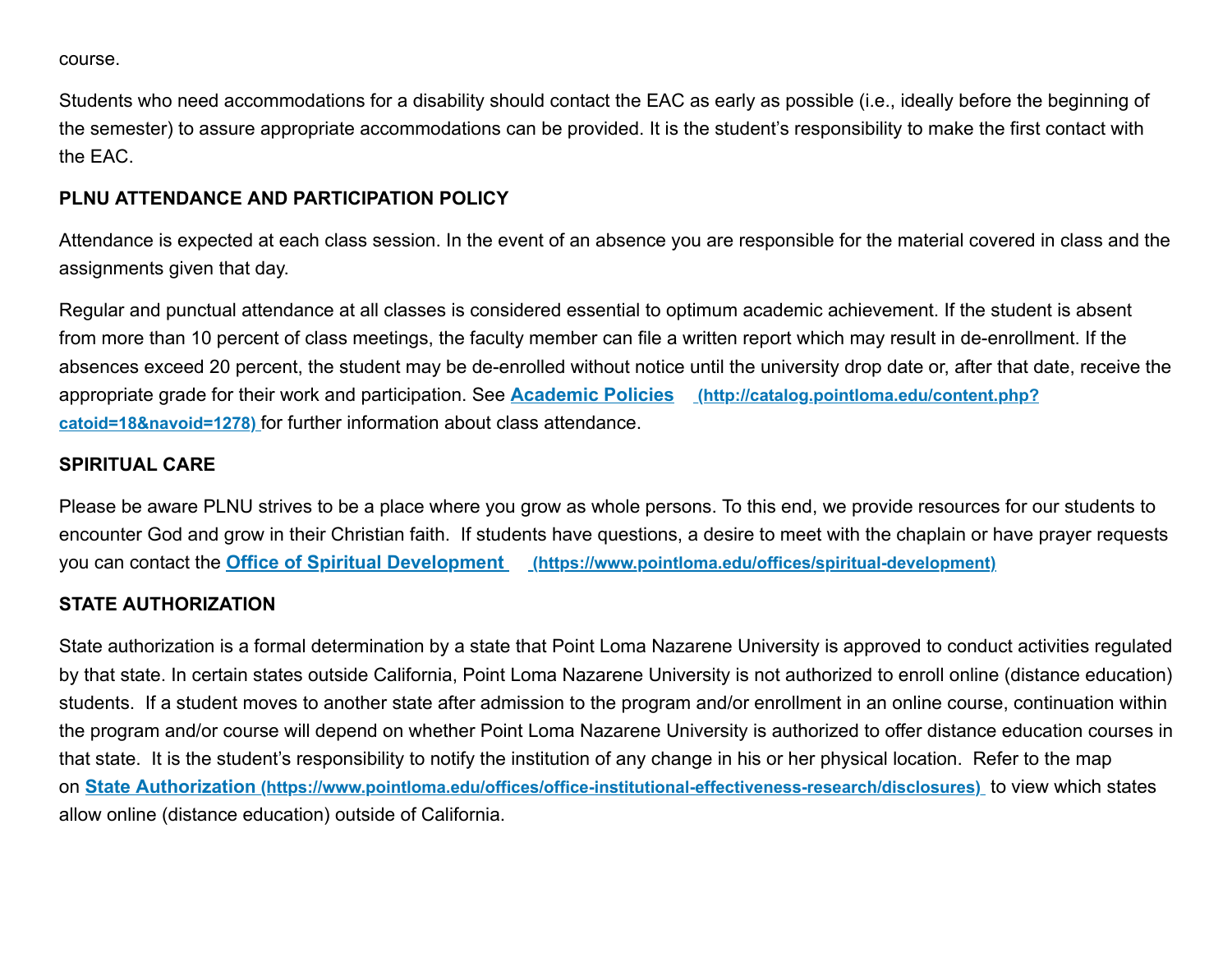course.

Students who need accommodations for a disability should contact the EAC as early as possible (i.e., ideally before the beginning of the semester) to assure appropriate accommodations can be provided. It is the student's responsibility to make the first contact with the EAC.

**PLNU ATTENDANCE AND PARTICIPATION POLICY**

Attendance is expected at each class session. In the event of an absence you are responsible for the material covered in class and the assignments given that day.

Regular and punctual attendance at all classes is considered essential to optimum academic achievement. If the student is absent from more than 10 percent of class meetings, the faculty member can file a written report which may result in de-enrollment. If the absences exceed 20 percent, the student may be de-enrolled without notice until the university drop date or, after that date, receive the appropriate grade for their work and participation. See [Academic Policies](http://catalog.pointloma.edu/content.php?catoid=18&navoid=1278) (http://catalog.pointloma.edu/content.php?catoid=18&navoid=1278) for further information about class attendance.

**SPIRITUAL CARE**

Please be aware PLNU strives to be a place where you grow as whole persons. To this end, we provide resources for our students to encounter God and grow in their Christian faith. If students have questions, a desire to meet with the chaplain or have prayer requests you can contact the [Office of Spiritual Development](https://www.pointloma.edu/offices/spiritual-development) (https://www.pointloma.edu/offices/spiritual-development)

**STATE AUTHORIZATION**

State authorization is a formal determination by a state that Point Loma Nazarene University is approved to conduct activities regulated by that state. In certain states outside California, Point Loma Nazarene University is not authorized to enroll online (distance education) students. If a student moves to another state after admission to the program and/or enrollment in an online course, continuation within the program and/or course will depend on whether Point Loma Nazarene University is authorized to offer distance education courses in that state. It is the student's responsibility to notify the institution of any change in his or her physical location. Refer to the map on [State Authorization](https://www.pointloma.edu/offices/office-institutional-effectiveness-research/disclosures) (https://www.pointloma.edu/offices/office-institutional-effectiveness-research/disclosures) to view which states allow online (distance education) outside of California.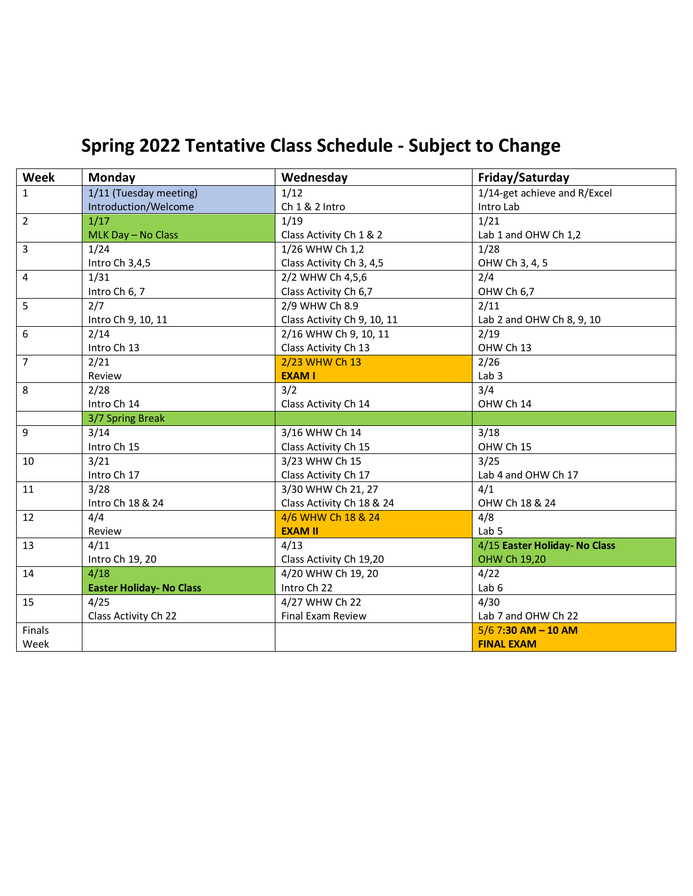# Spring 2022 Tentative Class Schedule - Subject to Change

| Week | Monday | Wednesday | Friday/Saturday |
|---|---|---|---|
| 1 | 1/11 (Tuesday meeting) Introduction/Welcome | 1/12 Ch 1 & 2 Intro | 1/14-get achieve and R/Excel Intro Lab |
| 2 | 1/17 MLK Day – No Class | 1/19 Class Activity Ch 1 & 2 | 1/21 Lab 1 and OHW Ch 1,2 |
| 3 | 1/24 Intro Ch 3,4,5 | 1/26 WHW Ch 1,2 Class Activity Ch 3, 4,5 | 1/28 OHW Ch 3, 4, 5 |
| 4 | 1/31 Intro Ch 6, 7 | 2/2 WHW Ch 4,5,6 Class Activity Ch 6,7 | 2/4 OHW Ch 6,7 |
| 5 | 2/7 Intro Ch 9, 10, 11 | 2/9 WHW Ch 8.9 Class Activity Ch 9, 10, 11 | 2/11 Lab 2 and OHW Ch 8, 9, 10 |
| 6 | 2/14 Intro Ch 13 | 2/16 WHW Ch 9, 10, 11 Class Activity Ch 13 | 2/19 OHW Ch 13 |
| 7 | 2/21 Review | 2/23 WHW Ch 13 **EXAM I** | 2/26 Lab 3 |
| 8 | 2/28 Intro Ch 14 | 3/2 Class Activity Ch 14 | 3/4 OHW Ch 14 |
| | 3/7 Spring Break | | |
| 9 | 3/14 Intro Ch 15 | 3/16 WHW Ch 14 Class Activity Ch 15 | 3/18 OHW Ch 15 |
| 10 | 3/21 Intro Ch 17 | 3/23 WHW Ch 15 Class Activity Ch 17 | 3/25 Lab 4 and OHW Ch 17 |
| 11 | 3/28 Intro Ch 18 & 24 | 3/30 WHW Ch 21, 27 Class Activity Ch 18 & 24 | 4/1 OHW Ch 18 & 24 |
| 12 | 4/4 Review | 4/6 WHW Ch 18 & 24 **EXAM II** | 4/8 Lab 5 |
| 13 | 4/11 Intro Ch 19, 20 | 4/13 Class Activity Ch 19,20 | 4/15 **Easter Holiday- No Class** OHW Ch 19,20 |
| 14 | 4/18 **Easter Holiday- No Class** | 4/20 WHW Ch 19, 20 Intro Ch 22 | 4/22 Lab 6 |
| 15 | 4/25 Class Activity Ch 22 | 4/27 WHW Ch 22 Final Exam Review | 4/30 Lab 7 and OHW Ch 22 |
| Finals Week | | | 5/6 7**:30 AM – 10 AM** **FINAL EXAM** |